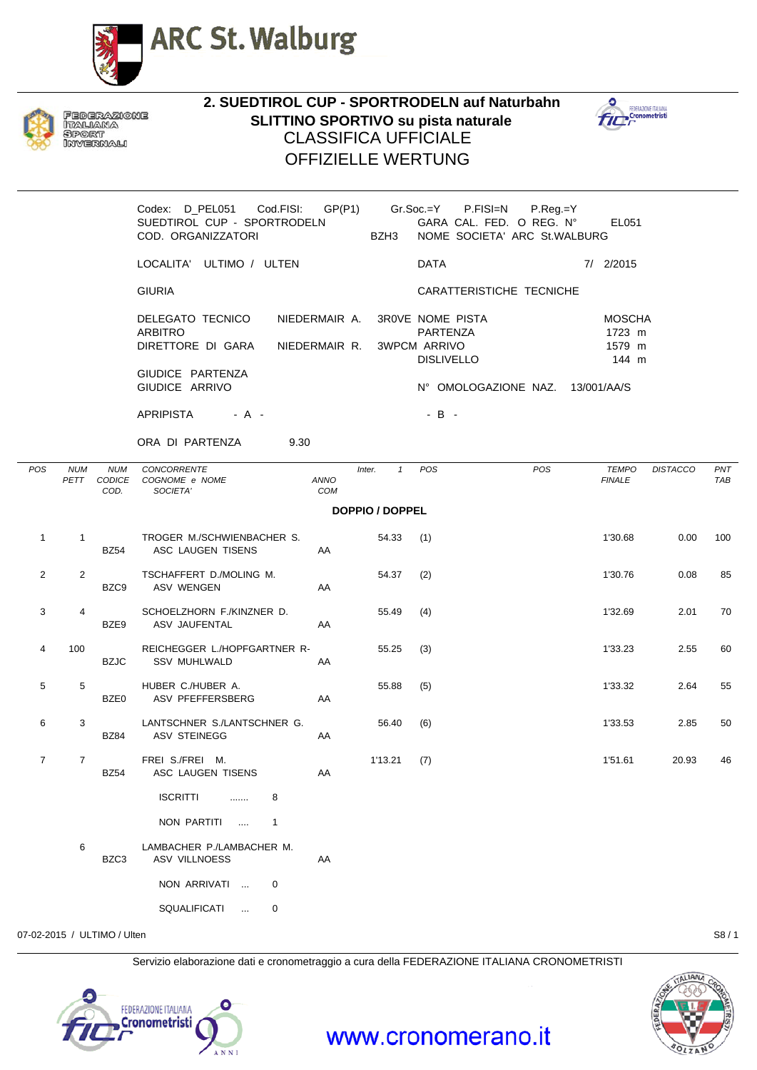ARC St. Walburg

FEDERAZIONE ITALIANA SPORT INVERNALI

# 2. SUEDTIROL CUP - SPORTRODELN auf Naturbahn
## SLITTINO SPORTIVO su pista naturale
## CLASSIFICA UFFICIALE
## OFFIZIELLE WERTUNG

Codex: D_PEL051 Cod.FISI: GP(P1) Gr.Soc.=Y P.FISI=N P.Reg.=Y
SUEDTIROL CUP - SPORTRODELN GARA CAL. FED. O REG. N° EL051
COD. ORGANIZZATORI BZH3 NOME SOCIETA' ARC St.WALBURG

LOCALITA' ULTIMO / ULTEN DATA 7/ 2/2015

GIURIA CARATTERISTICHE TECNICHE

DELEGATO TECNICO NIEDERMAIR A. 3R0VE NOME PISTA MOSCHA
ARBITRO PARTENZA 1723 m
DIRETTORE DI GARA NIEDERMAIR R. 3WPCM ARRIVO 1579 m
DISLIVELLO 144 m

GIUDICE PARTENZA
GIUDICE ARRIVO N° OMOLOGAZIONE NAZ. 13/001/AA/S

APRIPISTA - A - - B -

ORA DI PARTENZA 9.30

| POS | NUM PETT | NUM CODICE COD. | CONCORRENTE COGNOME e NOME SOCIETA' | ANNO COM | Inter. 1 | POS | POS | TEMPO FINALE | DISTACCO | PNT TAB |
|---|---|---|---|---|---|---|---|---|---|---|
| | | | **DOPPIO / DOPPEL** | | | | | | | |
| 1 | 1 | BZ54 | TROGER M./SCHWIENBACHER S. ASC LAUGEN TISENS | AA | 54.33 | (1) | | 1'30.68 | 0.00 | 100 |
| 2 | 2 | BZC9 | TSCHAFFERT D./MOLING M. ASV WENGEN | AA | 54.37 | (2) | | 1'30.76 | 0.08 | 85 |
| 3 | 4 | BZE9 | SCHOELZHORN F./KINZNER D. ASV JAUFENTAL | AA | 55.49 | (4) | | 1'32.69 | 2.01 | 70 |
| 4 | 100 | BZJC | REICHEGGER L./HOPFGARTNER R- SSV MUHLWALD | AA | 55.25 | (3) | | 1'33.23 | 2.55 | 60 |
| 5 | 5 | BZE0 | HUBER C./HUBER A. ASV PFEFFERSBERG | AA | 55.88 | (5) | | 1'33.32 | 2.64 | 55 |
| 6 | 3 | BZ84 | LANTSCHNER S./LANTSCHNER G. ASV STEINEGG | AA | 56.40 | (6) | | 1'33.53 | 2.85 | 50 |
| 7 | 7 | BZ54 | FREI S./FREI M. ASC LAUGEN TISENS | AA | 1'13.21 | (7) | | 1'51.61 | 20.93 | 46 |

ISCRITTI ....... 8

NON PARTITI .... 1

| NUM PETT | NUM CODICE COD. | CONCORRENTE | ANNO COM |
|---|---|---|---|
| 6 | BZC3 | LAMBACHER P./LAMBACHER M. ASV VILLNOESS | AA |

NON ARRIVATI ... 0

SQUALIFICATI ... 0

07-02-2015 / ULTIMO / Ulten

Servizio elaborazione dati e cronometraggio a cura della FEDERAZIONE ITALIANA CRONOMETRISTI

www.cronomerano.it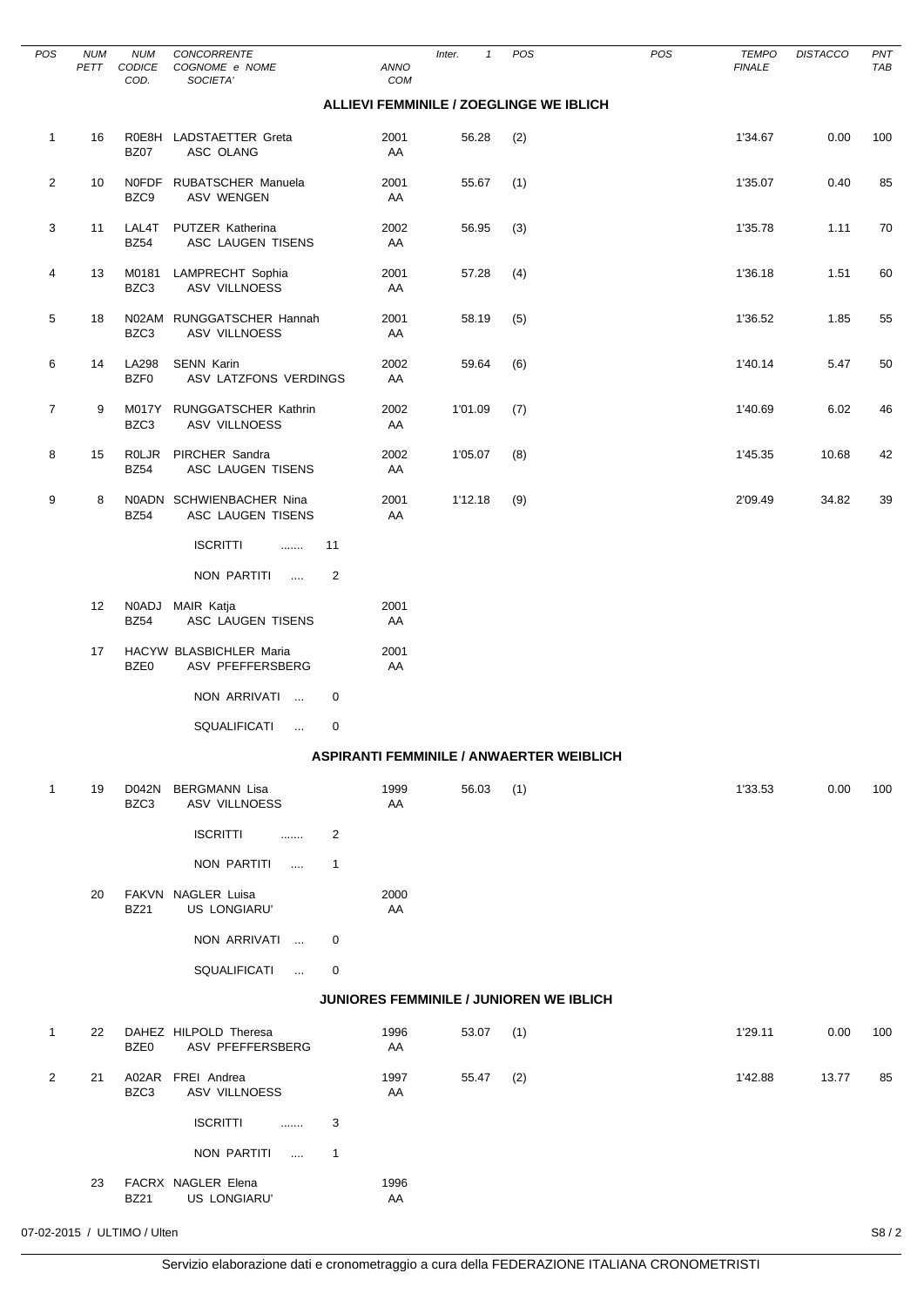| POS | NUM PETT | NUM CODICE COD. | CONCORRENTE COGNOME e NOME SOCIETA' | ANNO COM | Inter. 1 | POS | POS | TEMPO FINALE | DISTACCO | PNT TAB |
|---|---|---|---|---|---|---|---|---|---|---|

## ALLIEVI FEMMINILE / ZOEGLINGE WE IBLICH

| POS | NUM PETT | NUM CODICE COD. | CONCORRENTE COGNOME e NOME SOCIETA' | ANNO COM | Inter. 1 | POS | POS | TEMPO FINALE | DISTACCO | PNT TAB |
|---|---|---|---|---|---|---|---|---|---|---|
| 1 | 16 | R0E8H BZ07 | LADSTAETTER Greta ASC OLANG | 2001 AA | 56.28 | (2) | | 1'34.67 | 0.00 | 100 |
| 2 | 10 | N0FDF BZC9 | RUBATSCHER Manuela ASV WENGEN | 2001 AA | 55.67 | (1) | | 1'35.07 | 0.40 | 85 |
| 3 | 11 | LAL4T BZ54 | PUTZER Katherina ASC LAUGEN TISENS | 2002 AA | 56.95 | (3) | | 1'35.78 | 1.11 | 70 |
| 4 | 13 | M0181 BZC3 | LAMPRECHT Sophia ASV VILLNOESS | 2001 AA | 57.28 | (4) | | 1'36.18 | 1.51 | 60 |
| 5 | 18 | N02AM BZC3 | RUNGGATSCHER Hannah ASV VILLNOESS | 2001 AA | 58.19 | (5) | | 1'36.52 | 1.85 | 55 |
| 6 | 14 | LA298 BZF0 | SENN Karin ASV LATZFONS VERDINGS | 2002 AA | 59.64 | (6) | | 1'40.14 | 5.47 | 50 |
| 7 | 9 | M017Y BZC3 | RUNGGATSCHER Kathrin ASV VILLNOESS | 2002 AA | 1'01.09 | (7) | | 1'40.69 | 6.02 | 46 |
| 8 | 15 | R0LJR BZ54 | PIRCHER Sandra ASC LAUGEN TISENS | 2002 AA | 1'05.07 | (8) | | 1'45.35 | 10.68 | 42 |
| 9 | 8 | N0ADN BZ54 | SCHWIENBACHER Nina ASC LAUGEN TISENS | 2001 AA | 1'12.18 | (9) | | 2'09.49 | 34.82 | 39 |

ISCRITTI ....... 11

NON PARTITI .... 2

| NUM PETT | NUM CODICE COD. | CONCORRENTE COGNOME e NOME SOCIETA' | ANNO COM |
|---|---|---|---|
| 12 | N0ADJ BZ54 | MAIR Katja ASC LAUGEN TISENS | 2001 AA |
| 17 | HACYW BZE0 | BLASBICHLER Maria ASV PFEFFERSBERG | 2001 AA |

NON ARRIVATI ... 0

SQUALIFICATI ... 0

## ASPIRANTI FEMMINILE / ANWAERTER WEIBLICH

| POS | NUM PETT | NUM CODICE COD. | CONCORRENTE COGNOME e NOME SOCIETA' | ANNO COM | Inter. 1 | POS | POS | TEMPO FINALE | DISTACCO | PNT TAB |
|---|---|---|---|---|---|---|---|---|---|---|
| 1 | 19 | D042N BZC3 | BERGMANN Lisa ASV VILLNOESS | 1999 AA | 56.03 | (1) | | 1'33.53 | 0.00 | 100 |

ISCRITTI ....... 2

NON PARTITI .... 1

| NUM PETT | NUM CODICE COD. | CONCORRENTE COGNOME e NOME SOCIETA' | ANNO COM |
|---|---|---|---|
| 20 | FAKVN BZ21 | NAGLER Luisa US LONGIARU' | 2000 AA |

NON ARRIVATI ... 0

SQUALIFICATI ... 0

## JUNIORES FEMMINILE / JUNIOREN WE IBLICH

| POS | NUM PETT | NUM CODICE COD. | CONCORRENTE COGNOME e NOME SOCIETA' | ANNO COM | Inter. 1 | POS | POS | TEMPO FINALE | DISTACCO | PNT TAB |
|---|---|---|---|---|---|---|---|---|---|---|
| 1 | 22 | DAHEZ BZE0 | HILPOLD Theresa ASV PFEFFERSBERG | 1996 AA | 53.07 | (1) | | 1'29.11 | 0.00 | 100 |
| 2 | 21 | A02AR BZC3 | FREI Andrea ASV VILLNOESS | 1997 AA | 55.47 | (2) | | 1'42.88 | 13.77 | 85 |

ISCRITTI ....... 3

NON PARTITI .... 1

| NUM PETT | NUM CODICE COD. | CONCORRENTE COGNOME e NOME SOCIETA' | ANNO COM |
|---|---|---|---|
| 23 | FACRX BZ21 | NAGLER Elena US LONGIARU' | 1996 AA |

07-02-2015 / ULTIMO / Ulten

Servizio elaborazione dati e cronometraggio a cura della FEDERAZIONE ITALIANA CRONOMETRISTI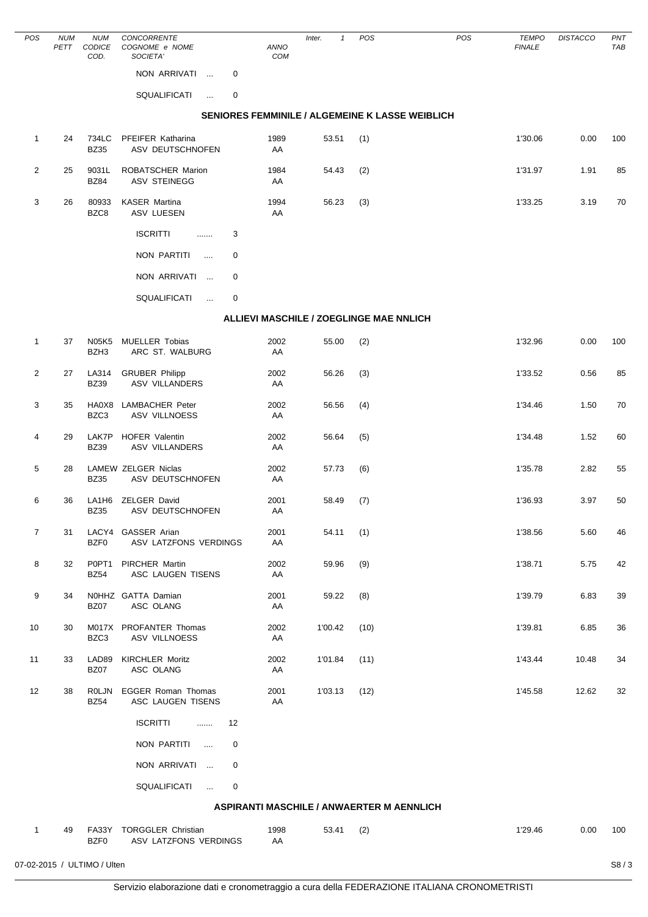| POS | NUM PETT | NUM CODICE COD. | CONCORRENTE COGNOME e NOME SOCIETA' | ANNO COM | Inter. 1 | POS | POS | TEMPO FINALE | DISTACCO | PNT TAB |
|---|---|---|---|---|---|---|---|---|---|---|
| | | | NON ARRIVATI ... 0 | | | | | | | |
| | | | SQUALIFICATI ... 0 | | | | | | | |

## SENIORES FEMMINILE / ALGEMEINE K LASSE WEIBLICH

| POS | NUM PETT | NUM CODICE COD. | CONCORRENTE COGNOME e NOME SOCIETA' | ANNO COM | Inter. 1 | POS | POS | TEMPO FINALE | DISTACCO | PNT TAB |
|---|---|---|---|---|---|---|---|---|---|---|
| 1 | 24 | 734LC BZ35 | PFEIFER Katharina ASV DEUTSCHNOFEN | 1989 AA | 53.51 | (1) | | 1'30.06 | 0.00 | 100 |
| 2 | 25 | 9031L BZ84 | ROBATSCHER Marion ASV STEINEGG | 1984 AA | 54.43 | (2) | | 1'31.97 | 1.91 | 85 |
| 3 | 26 | 80933 BZC8 | KASER Martina ASV LUESEN | 1994 AA | 56.23 | (3) | | 1'33.25 | 3.19 | 70 |
| | | | ISCRITTI ....... 3 | | | | | | | |
| | | | NON PARTITI .... 0 | | | | | | | |
| | | | NON ARRIVATI ... 0 | | | | | | | |
| | | | SQUALIFICATI ... 0 | | | | | | | |

## ALLIEVI MASCHILE / ZOEGLINGE MAE NNLICH

| POS | NUM PETT | NUM CODICE COD. | CONCORRENTE COGNOME e NOME SOCIETA' | ANNO COM | Inter. 1 | POS | POS | TEMPO FINALE | DISTACCO | PNT TAB |
|---|---|---|---|---|---|---|---|---|---|---|
| 1 | 37 | N05K5 BZH3 | MUELLER Tobias ARC ST. WALBURG | 2002 AA | 55.00 | (2) | | 1'32.96 | 0.00 | 100 |
| 2 | 27 | LA314 BZ39 | GRUBER Philipp ASV VILLANDERS | 2002 AA | 56.26 | (3) | | 1'33.52 | 0.56 | 85 |
| 3 | 35 | HA0X8 BZC3 | LAMBACHER Peter ASV VILLNOESS | 2002 AA | 56.56 | (4) | | 1'34.46 | 1.50 | 70 |
| 4 | 29 | LAK7P BZ39 | HOFER Valentin ASV VILLANDERS | 2002 AA | 56.64 | (5) | | 1'34.48 | 1.52 | 60 |
| 5 | 28 | LAMEW BZ35 | ZELGER Niclas ASV DEUTSCHNOFEN | 2002 AA | 57.73 | (6) | | 1'35.78 | 2.82 | 55 |
| 6 | 36 | LA1H6 BZ35 | ZELGER David ASV DEUTSCHNOFEN | 2001 AA | 58.49 | (7) | | 1'36.93 | 3.97 | 50 |
| 7 | 31 | LACY4 BZF0 | GASSER Arian ASV LATZFONS VERDINGS | 2001 AA | 54.11 | (1) | | 1'38.56 | 5.60 | 46 |
| 8 | 32 | P0PT1 BZ54 | PIRCHER Martin ASC LAUGEN TISENS | 2002 AA | 59.96 | (9) | | 1'38.71 | 5.75 | 42 |
| 9 | 34 | N0HHZ BZ07 | GATTA Damian ASC OLANG | 2001 AA | 59.22 | (8) | | 1'39.79 | 6.83 | 39 |
| 10 | 30 | M017X BZC3 | PROFANTER Thomas ASV VILLNOESS | 2002 AA | 1'00.42 | (10) | | 1'39.81 | 6.85 | 36 |
| 11 | 33 | LAD89 BZ07 | KIRCHLER Moritz ASC OLANG | 2002 AA | 1'01.84 | (11) | | 1'43.44 | 10.48 | 34 |
| 12 | 38 | R0LJN BZ54 | EGGER Roman Thomas ASC LAUGEN TISENS | 2001 AA | 1'03.13 | (12) | | 1'45.58 | 12.62 | 32 |
| | | | ISCRITTI ....... 12 | | | | | | | |
| | | | NON PARTITI .... 0 | | | | | | | |
| | | | NON ARRIVATI ... 0 | | | | | | | |
| | | | SQUALIFICATI ... 0 | | | | | | | |

## ASPIRANTI MASCHILE / ANWAERTER M AENNLICH

| POS | NUM PETT | NUM CODICE COD. | CONCORRENTE COGNOME e NOME SOCIETA' | ANNO COM | Inter. 1 | POS | POS | TEMPO FINALE | DISTACCO | PNT TAB |
|---|---|---|---|---|---|---|---|---|---|---|
| 1 | 49 | FA33Y BZF0 | TORGGLER Christian ASV LATZFONS VERDINGS | 1998 AA | 53.41 | (2) | | 1'29.46 | 0.00 | 100 |

07-02-2015 / ULTIMO / Ulten

Servizio elaborazione dati e cronometraggio a cura della FEDERAZIONE ITALIANA CRONOMETRISTI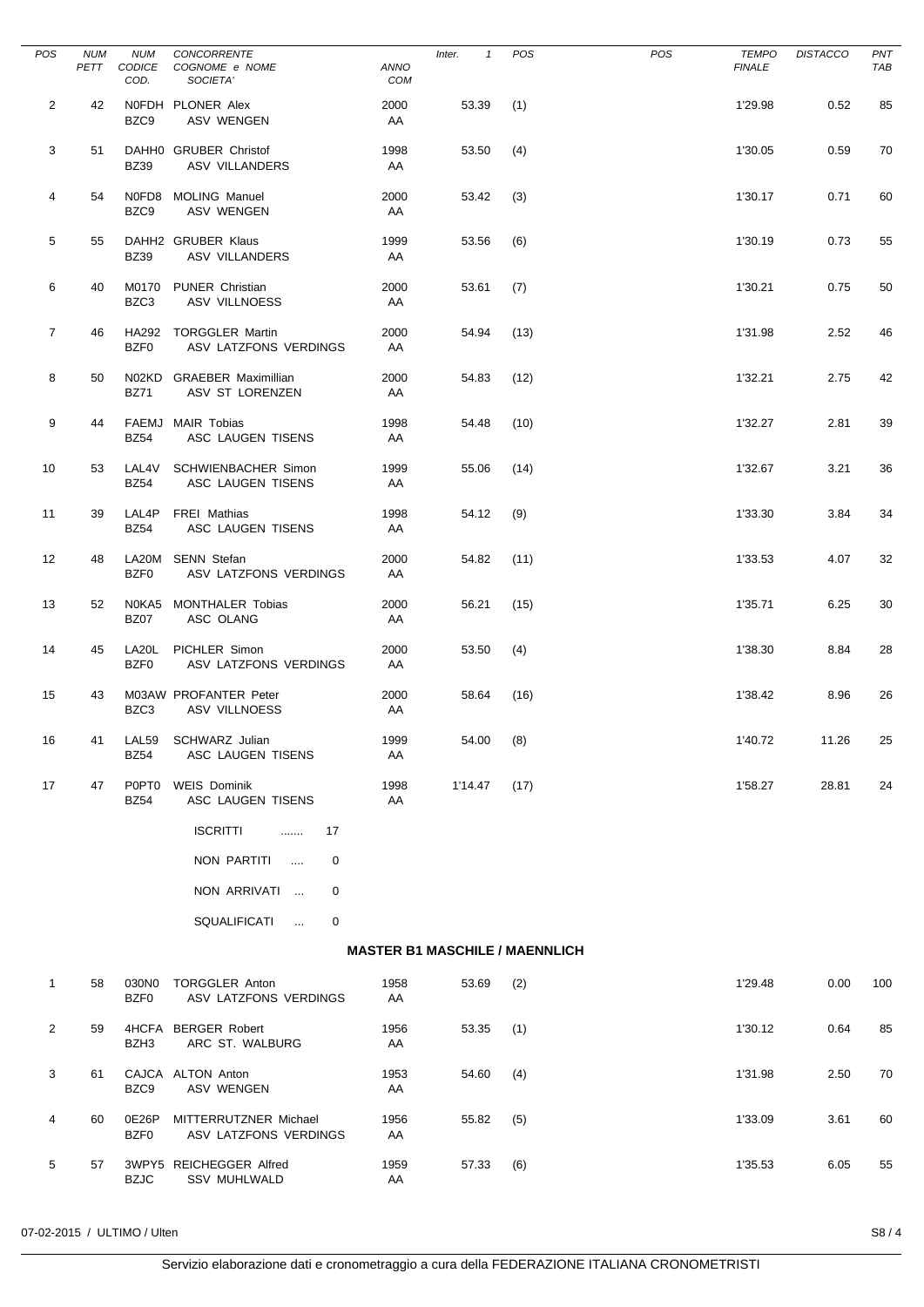| POS | NUM PETT | NUM CODICE COD. | CONCORRENTE COGNOME e NOME SOCIETA' | ANNO COM | Inter. 1 | POS | POS | TEMPO FINALE | DISTACCO | PNT TAB |
|---|---|---|---|---|---|---|---|---|---|---|
| 2 | 42 | N0FDH BZC9 | PLONER Alex ASV WENGEN | 2000 AA | 53.39 | (1) | | 1'29.98 | 0.52 | 85 |
| 3 | 51 | DAHH0 BZ39 | GRUBER Christof ASV VILLANDERS | 1998 AA | 53.50 | (4) | | 1'30.05 | 0.59 | 70 |
| 4 | 54 | N0FD8 BZC9 | MOLING Manuel ASV WENGEN | 2000 AA | 53.42 | (3) | | 1'30.17 | 0.71 | 60 |
| 5 | 55 | DAHH2 BZ39 | GRUBER Klaus ASV VILLANDERS | 1999 AA | 53.56 | (6) | | 1'30.19 | 0.73 | 55 |
| 6 | 40 | M0170 BZC3 | PUNER Christian ASV VILLNOESS | 2000 AA | 53.61 | (7) | | 1'30.21 | 0.75 | 50 |
| 7 | 46 | HA292 BZF0 | TORGGLER Martin ASV LATZFONS VERDINGS | 2000 AA | 54.94 | (13) | | 1'31.98 | 2.52 | 46 |
| 8 | 50 | N02KD BZ71 | GRAEBER Maximillian ASV ST LORENZEN | 2000 AA | 54.83 | (12) | | 1'32.21 | 2.75 | 42 |
| 9 | 44 | FAEMJ BZ54 | MAIR Tobias ASC LAUGEN TISENS | 1998 AA | 54.48 | (10) | | 1'32.27 | 2.81 | 39 |
| 10 | 53 | LAL4V BZ54 | SCHWIENBACHER Simon ASC LAUGEN TISENS | 1999 AA | 55.06 | (14) | | 1'32.67 | 3.21 | 36 |
| 11 | 39 | LAL4P BZ54 | FREI Mathias ASC LAUGEN TISENS | 1998 AA | 54.12 | (9) | | 1'33.30 | 3.84 | 34 |
| 12 | 48 | LA20M BZF0 | SENN Stefan ASV LATZFONS VERDINGS | 2000 AA | 54.82 | (11) | | 1'33.53 | 4.07 | 32 |
| 13 | 52 | N0KA5 BZ07 | MONTHALER Tobias ASC OLANG | 2000 AA | 56.21 | (15) | | 1'35.71 | 6.25 | 30 |
| 14 | 45 | LA20L BZF0 | PICHLER Simon ASV LATZFONS VERDINGS | 2000 AA | 53.50 | (4) | | 1'38.30 | 8.84 | 28 |
| 15 | 43 | M03AW BZC3 | PROFANTER Peter ASV VILLNOESS | 2000 AA | 58.64 | (16) | | 1'38.42 | 8.96 | 26 |
| 16 | 41 | LAL59 BZ54 | SCHWARZ Julian ASC LAUGEN TISENS | 1999 AA | 54.00 | (8) | | 1'40.72 | 11.26 | 25 |
| 17 | 47 | P0PT0 BZ54 | WEIS Dominik ASC LAUGEN TISENS | 1998 AA | 1'14.47 | (17) | | 1'58.27 | 28.81 | 24 |

ISCRITTI ....... 17

NON PARTITI .... 0

NON ARRIVATI ... 0

SQUALIFICATI ... 0

## MASTER B1 MASCHILE / MAENNLICH

| POS | NUM PETT | NUM CODICE COD. | CONCORRENTE COGNOME e NOME SOCIETA' | ANNO COM | Inter. 1 | POS | POS | TEMPO FINALE | DISTACCO | PNT TAB |
|---|---|---|---|---|---|---|---|---|---|---|
| 1 | 58 | 030N0 BZF0 | TORGGLER Anton ASV LATZFONS VERDINGS | 1958 AA | 53.69 | (2) | | 1'29.48 | 0.00 | 100 |
| 2 | 59 | 4HCFA BZH3 | BERGER Robert ARC ST. WALBURG | 1956 AA | 53.35 | (1) | | 1'30.12 | 0.64 | 85 |
| 3 | 61 | CAJCA BZC9 | ALTON Anton ASV WENGEN | 1953 AA | 54.60 | (4) | | 1'31.98 | 2.50 | 70 |
| 4 | 60 | 0E26P BZF0 | MITTERRUTZNER Michael ASV LATZFONS VERDINGS | 1956 AA | 55.82 | (5) | | 1'33.09 | 3.61 | 60 |
| 5 | 57 | 3WPY5 BZJC | REICHEGGER Alfred SSV MUHLWALD | 1959 AA | 57.33 | (6) | | 1'35.53 | 6.05 | 55 |

07-02-2015 / ULTIMO / Ulten

Servizio elaborazione dati e cronometraggio a cura della FEDERAZIONE ITALIANA CRONOMETRISTI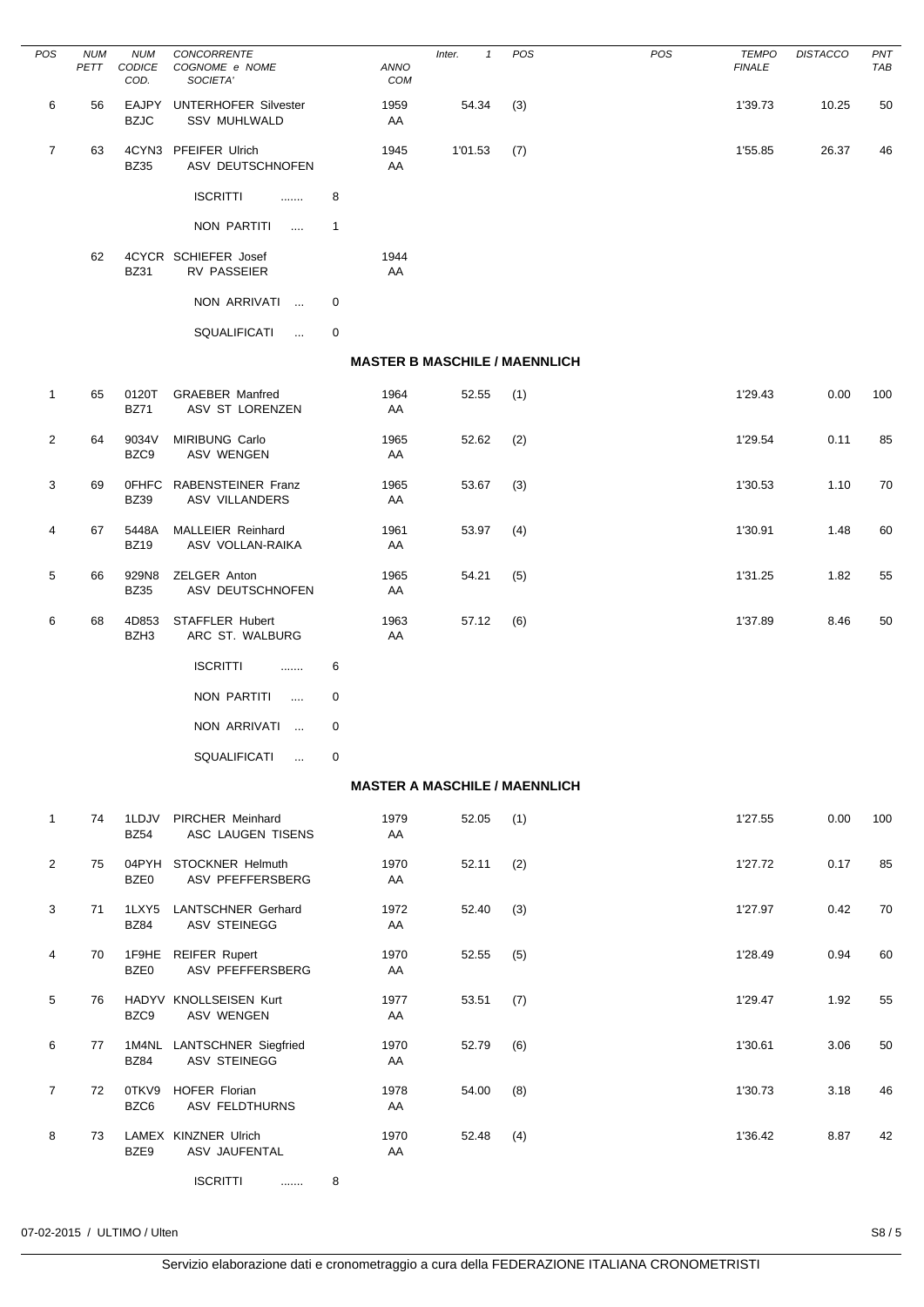| POS | NUM PETT | NUM CODICE COD. | CONCORRENTE COGNOME e NOME SOCIETA' | ANNO COM | Inter. 1 | POS | POS | TEMPO FINALE | DISTACCO | PNT TAB |
|---|---|---|---|---|---|---|---|---|---|---|
| 6 | 56 | EAJPY BZJC | UNTERHOFER Silvester SSV MUHLWALD | 1959 AA | 54.34 | (3) | | 1'39.73 | 10.25 | 50 |
| 7 | 63 | 4CYN3 BZ35 | PFEIFER Ulrich ASV DEUTSCHNOFEN | 1945 AA | 1'01.53 | (7) | | 1'55.85 | 26.37 | 46 |

ISCRITTI ....... 8

NON PARTITI .... 1

| | NUM PETT | NUM CODICE | CONCORRENTE | ANNO |
|---|---|---|---|---|
| | 62 | 4CYCR BZ31 | SCHIEFER Josef RV PASSEIER | 1944 AA |

NON ARRIVATI ... 0

SQUALIFICATI ... 0

## MASTER B MASCHILE / MAENNLICH

| POS | NUM PETT | NUM CODICE COD. | CONCORRENTE COGNOME e NOME SOCIETA' | ANNO COM | Inter. 1 | POS | POS | TEMPO FINALE | DISTACCO | PNT TAB |
|---|---|---|---|---|---|---|---|---|---|---|
| 1 | 65 | 0120T BZ71 | GRAEBER Manfred ASV ST LORENZEN | 1964 AA | 52.55 | (1) | | 1'29.43 | 0.00 | 100 |
| 2 | 64 | 9034V BZC9 | MIRIBUNG Carlo ASV WENGEN | 1965 AA | 52.62 | (2) | | 1'29.54 | 0.11 | 85 |
| 3 | 69 | 0FHFC BZ39 | RABENSTEINER Franz ASV VILLANDERS | 1965 AA | 53.67 | (3) | | 1'30.53 | 1.10 | 70 |
| 4 | 67 | 5448A BZ19 | MALLEIER Reinhard ASV VOLLAN-RAIKA | 1961 AA | 53.97 | (4) | | 1'30.91 | 1.48 | 60 |
| 5 | 66 | 929N8 BZ35 | ZELGER Anton ASV DEUTSCHNOFEN | 1965 AA | 54.21 | (5) | | 1'31.25 | 1.82 | 55 |
| 6 | 68 | 4D853 BZH3 | STAFFLER Hubert ARC ST. WALBURG | 1963 AA | 57.12 | (6) | | 1'37.89 | 8.46 | 50 |

ISCRITTI ....... 6

NON PARTITI .... 0

NON ARRIVATI ... 0

SQUALIFICATI ... 0

## MASTER A MASCHILE / MAENNLICH

| POS | NUM PETT | NUM CODICE COD. | CONCORRENTE COGNOME e NOME SOCIETA' | ANNO COM | Inter. 1 | POS | POS | TEMPO FINALE | DISTACCO | PNT TAB |
|---|---|---|---|---|---|---|---|---|---|---|
| 1 | 74 | 1LDJV BZ54 | PIRCHER Meinhard ASC LAUGEN TISENS | 1979 AA | 52.05 | (1) | | 1'27.55 | 0.00 | 100 |
| 2 | 75 | 04PYH BZE0 | STOCKNER Helmuth ASV PFEFFERSBERG | 1970 AA | 52.11 | (2) | | 1'27.72 | 0.17 | 85 |
| 3 | 71 | 1LXY5 BZ84 | LANTSCHNER Gerhard ASV STEINEGG | 1972 AA | 52.40 | (3) | | 1'27.97 | 0.42 | 70 |
| 4 | 70 | 1F9HE BZE0 | REIFER Rupert ASV PFEFFERSBERG | 1970 AA | 52.55 | (5) | | 1'28.49 | 0.94 | 60 |
| 5 | 76 | HADYV BZC9 | KNOLLSEISEN Kurt ASV WENGEN | 1977 AA | 53.51 | (7) | | 1'29.47 | 1.92 | 55 |
| 6 | 77 | 1M4NL BZ84 | LANTSCHNER Siegfried ASV STEINEGG | 1970 AA | 52.79 | (6) | | 1'30.61 | 3.06 | 50 |
| 7 | 72 | 0TKV9 BZC6 | HOFER Florian ASV FELDTHURNS | 1978 AA | 54.00 | (8) | | 1'30.73 | 3.18 | 46 |
| 8 | 73 | LAMEX BZE9 | KINZNER Ulrich ASV JAUFENTAL | 1970 AA | 52.48 | (4) | | 1'36.42 | 8.87 | 42 |

ISCRITTI ....... 8

07-02-2015 / ULTIMO / Ulten

Servizio elaborazione dati e cronometraggio a cura della FEDERAZIONE ITALIANA CRONOMETRISTI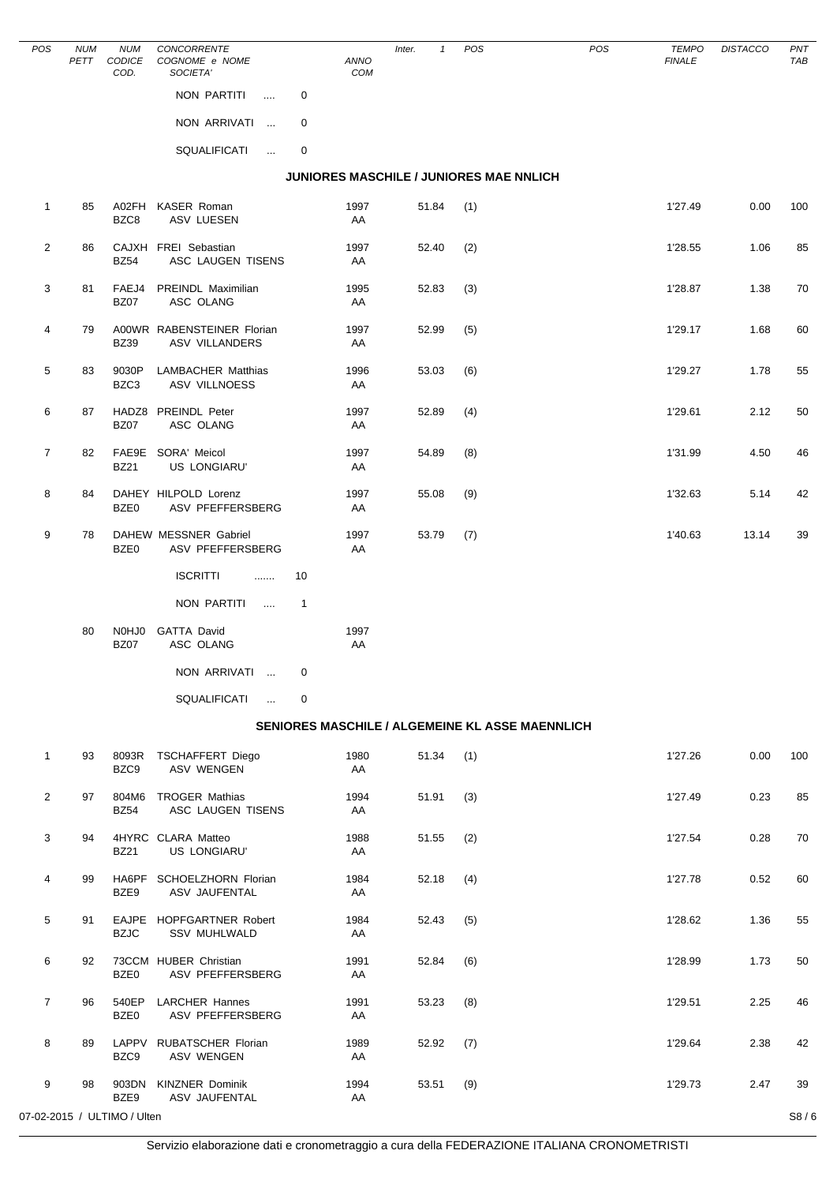| POS | NUM PETT | NUM CODICE COD. | CONCORRENTE COGNOME e NOME SOCIETA' | ANNO COM | Inter. 1 | POS | POS | TEMPO FINALE | DISTACCO | PNT TAB |
|---|---|---|---|---|---|---|---|---|---|---|
| | | | NON PARTITI .... 0 | | | | | | | |
| | | | NON ARRIVATI ... 0 | | | | | | | |
| | | | SQUALIFICATI ... 0 | | | | | | | |

## JUNIORES MASCHILE / JUNIORES MAE NNLICH

| POS | NUM PETT | NUM CODICE COD. | CONCORRENTE COGNOME e NOME SOCIETA' | ANNO COM | Inter. 1 | POS | POS | TEMPO FINALE | DISTACCO | PNT TAB |
|---|---|---|---|---|---|---|---|---|---|---|
| 1 | 85 | A02FH BZC8 | KASER Roman ASV LUESEN | 1997 AA | 51.84 | (1) | | 1'27.49 | 0.00 | 100 |
| 2 | 86 | CAJXH BZ54 | FREI Sebastian ASC LAUGEN TISENS | 1997 AA | 52.40 | (2) | | 1'28.55 | 1.06 | 85 |
| 3 | 81 | FAEJ4 BZ07 | PREINDL Maximilian ASC OLANG | 1995 AA | 52.83 | (3) | | 1'28.87 | 1.38 | 70 |
| 4 | 79 | A00WR BZ39 | RABENSTEINER Florian ASV VILLANDERS | 1997 AA | 52.99 | (5) | | 1'29.17 | 1.68 | 60 |
| 5 | 83 | 9030P BZC3 | LAMBACHER Matthias ASV VILLNOESS | 1996 AA | 53.03 | (6) | | 1'29.27 | 1.78 | 55 |
| 6 | 87 | HADZ8 BZ07 | PREINDL Peter ASC OLANG | 1997 AA | 52.89 | (4) | | 1'29.61 | 2.12 | 50 |
| 7 | 82 | FAE9E BZ21 | SORA' Meicol US LONGIARU' | 1997 AA | 54.89 | (8) | | 1'31.99 | 4.50 | 46 |
| 8 | 84 | DAHEY BZE0 | HILPOLD Lorenz ASV PFEFFERSBERG | 1997 AA | 55.08 | (9) | | 1'32.63 | 5.14 | 42 |
| 9 | 78 | DAHEW BZE0 | MESSNER Gabriel ASV PFEFFERSBERG | 1997 AA | 53.79 | (7) | | 1'40.63 | 13.14 | 39 |
| | | | ISCRITTI ....... 10 | | | | | | | |
| | | | NON PARTITI .... 1 | | | | | | | |
| | 80 | N0HJ0 BZ07 | GATTA David ASC OLANG | 1997 AA | | | | | | |
| | | | NON ARRIVATI ... 0 | | | | | | | |
| | | | SQUALIFICATI ... 0 | | | | | | | |

## SENIORES MASCHILE / ALGEMEINE KL ASSE MAENNLICH

| POS | NUM PETT | NUM CODICE COD. | CONCORRENTE COGNOME e NOME SOCIETA' | ANNO COM | Inter. 1 | POS | POS | TEMPO FINALE | DISTACCO | PNT TAB |
|---|---|---|---|---|---|---|---|---|---|---|
| 1 | 93 | 8093R BZC9 | TSCHAFFERT Diego ASV WENGEN | 1980 AA | 51.34 | (1) | | 1'27.26 | 0.00 | 100 |
| 2 | 97 | 804M6 BZ54 | TROGER Mathias ASC LAUGEN TISENS | 1994 AA | 51.91 | (3) | | 1'27.49 | 0.23 | 85 |
| 3 | 94 | 4HYRC BZ21 | CLARA Matteo US LONGIARU' | 1988 AA | 51.55 | (2) | | 1'27.54 | 0.28 | 70 |
| 4 | 99 | HA6PF BZE9 | SCHOELZHORN Florian ASV JAUFENTAL | 1984 AA | 52.18 | (4) | | 1'27.78 | 0.52 | 60 |
| 5 | 91 | EAJPE BZJC | HOPFGARTNER Robert SSV MUHLWALD | 1984 AA | 52.43 | (5) | | 1'28.62 | 1.36 | 55 |
| 6 | 92 | 73CCM BZE0 | HUBER Christian ASV PFEFFERSBERG | 1991 AA | 52.84 | (6) | | 1'28.99 | 1.73 | 50 |
| 7 | 96 | 540EP BZE0 | LARCHER Hannes ASV PFEFFERSBERG | 1991 AA | 53.23 | (8) | | 1'29.51 | 2.25 | 46 |
| 8 | 89 | LAPPV BZC9 | RUBATSCHER Florian ASV WENGEN | 1989 AA | 52.92 | (7) | | 1'29.64 | 2.38 | 42 |
| 9 | 98 | 903DN BZE9 | KINZNER Dominik ASV JAUFENTAL | 1994 AA | 53.51 | (9) | | 1'29.73 | 2.47 | 39 |

07-02-2015 / ULTIMO / Ulten

Servizio elaborazione dati e cronometraggio a cura della FEDERAZIONE ITALIANA CRONOMETRISTI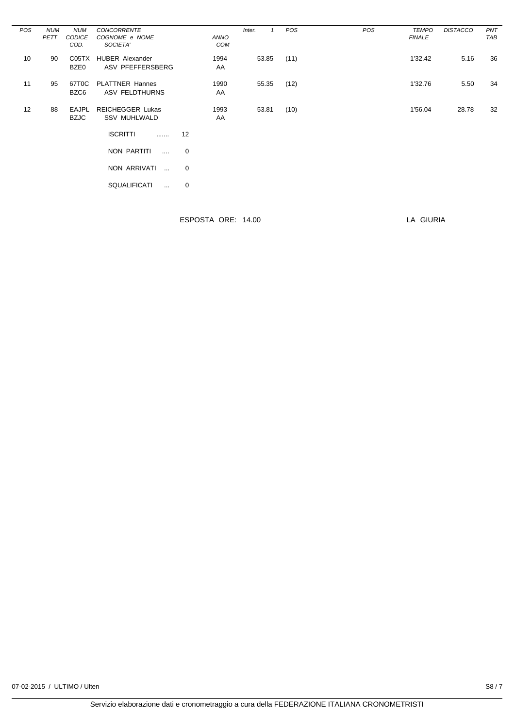| POS | NUM PETT | NUM CODICE COD. | CONCORRENTE COGNOME e NOME SOCIETA' | ANNO COM | Inter. 1 | POS | POS | TEMPO FINALE | DISTACCO | PNT TAB |
|---|---|---|---|---|---|---|---|---|---|---|
| 10 | 90 | C05TX BZE0 | HUBER Alexander ASV PFEFFERSBERG | 1994 AA | 53.85 | (11) | | 1'32.42 | 5.16 | 36 |
| 11 | 95 | 67T0C BZC6 | PLATTNER Hannes ASV FELDTHURNS | 1990 AA | 55.35 | (12) | | 1'32.76 | 5.50 | 34 |
| 12 | 88 | EAJPL BZJC | REICHEGGER Lukas SSV MUHLWALD | 1993 AA | 53.81 | (10) | | 1'56.04 | 28.78 | 32 |

ISCRITTI ....... 12

NON PARTITI .... 0

NON ARRIVATI ... 0

SQUALIFICATI ... 0

ESPOSTA ORE: 14.00

LA GIURIA

07-02-2015 / ULTIMO / Ulten

Servizio elaborazione dati e cronometraggio a cura della FEDERAZIONE ITALIANA CRONOMETRISTI